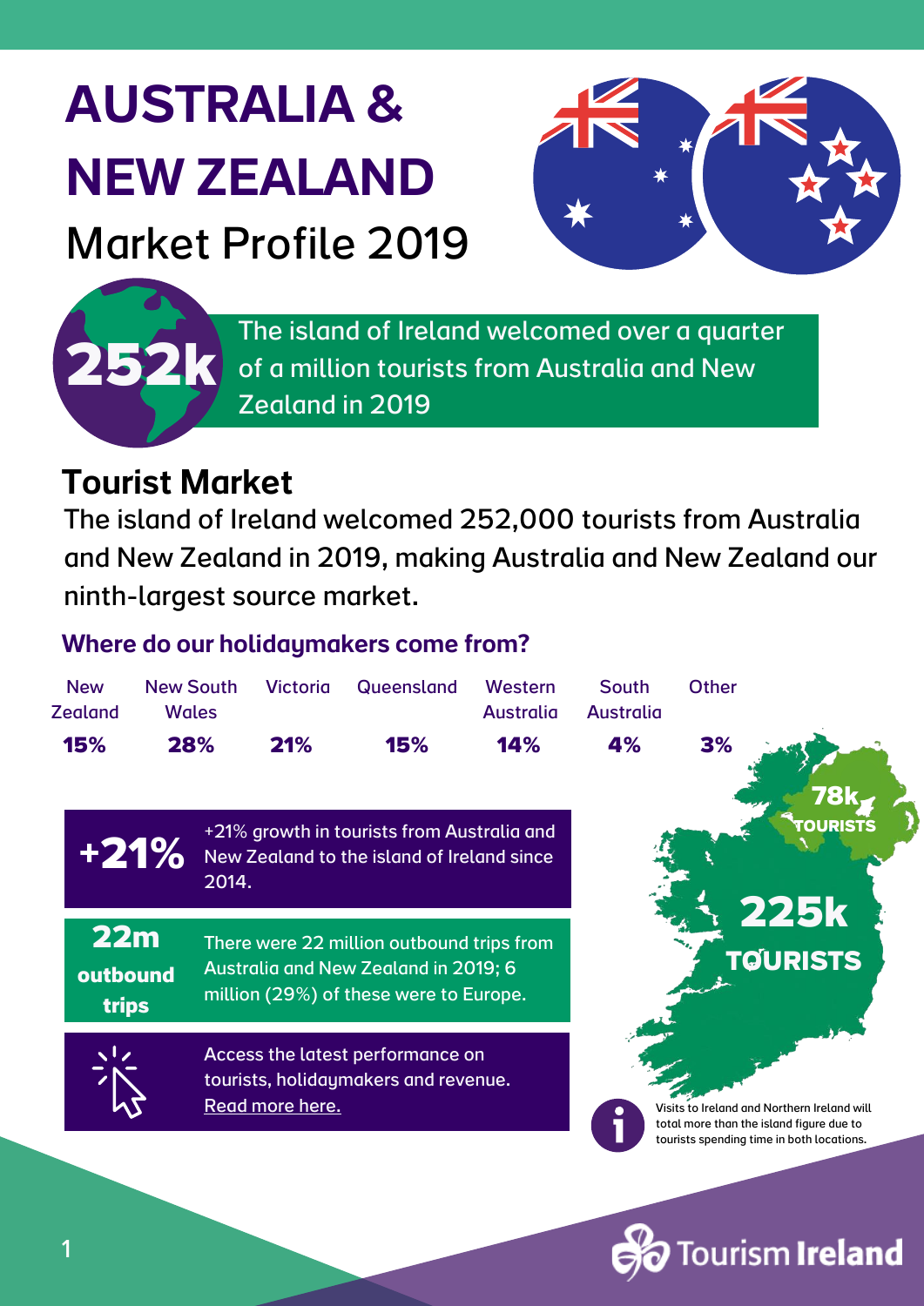# AUSTRALIA & NEW ZEALAND

## Market Profile 2019

**252k** The island of Ireland welcomed over a quarter of a million tourists from Australia and New Zealand in 2019

## Tourist Market

The island of Ireland welcomed 252,000 tourists from Australia and New Zealand in 2019, making Australia and New Zealand our ninth-largest source market.

### Where do our holidaymakers come from?

| New Zealand | New South Wales | Victoria | Queensland | Western Australia | South Australia | Other |
|---|---|---|---|---|---|---|
| **15%** | **28%** | **21%** | **15%** | **14%** | **4%** | **3%** |

**+21%** +21% growth in tourists from Australia and New Zealand to the island of Ireland since 2014.

**22m outbound trips** There were 22 million outbound trips from Australia and New Zealand in 2019; 6 million (29%) of these were to Europe.

Access the latest performance on tourists, holidaymakers and revenue. [Read more here.]()

**78k TOURISTS**

**225k TOURISTS**

Visits to Ireland and Northern Ireland will total more than the island figure due to tourists spending time in both locations.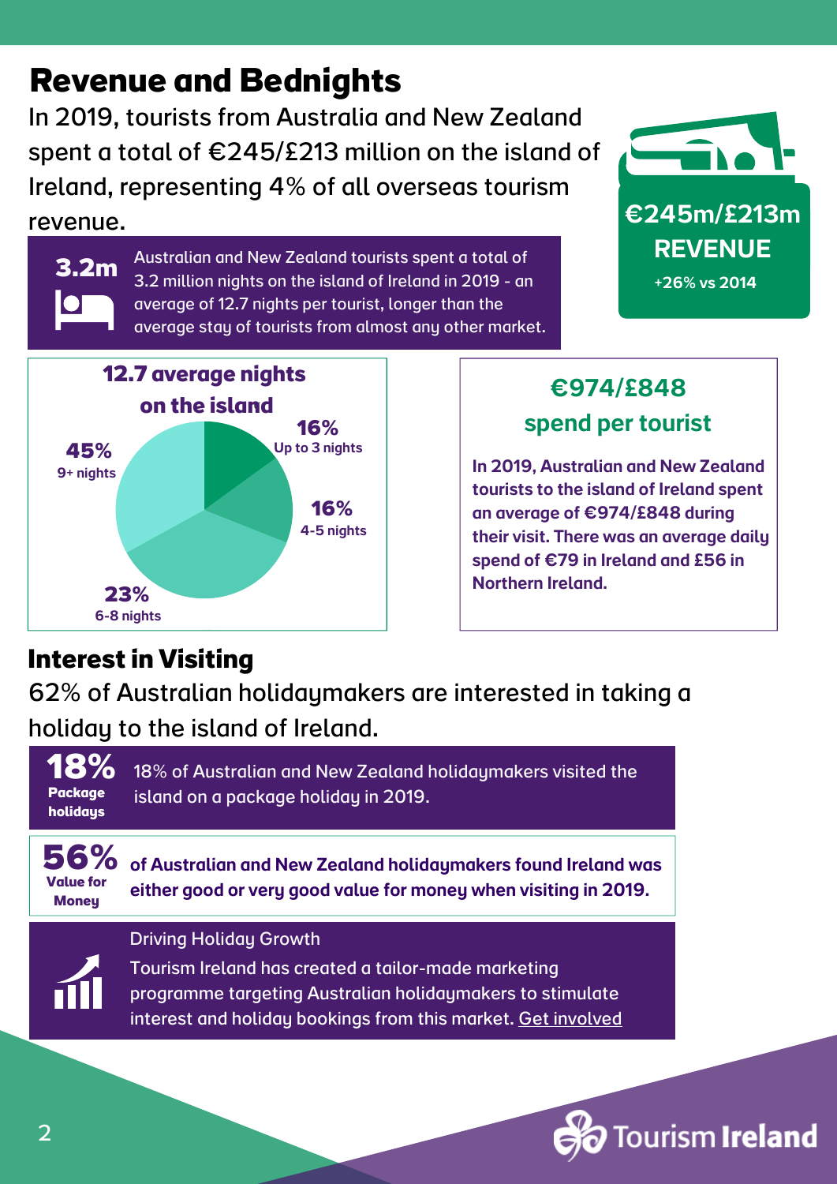# Revenue and Bednights

In 2019, tourists from Australia and New Zealand spent a total of €245/£213 million on the island of Ireland, representing 4% of all overseas tourism revenue.

**€245m/£213m REVENUE**
+26% vs 2014

**3.2m** Australian and New Zealand tourists spent a total of 3.2 million nights on the island of Ireland in 2019 - an average of 12.7 nights per tourist, longer than the average stay of tourists from almost any other market.

**12.7 average nights on the island**

| Nights | Share |
|---|---|
| Up to 3 nights | 16% |
| 4-5 nights | 16% |
| 6-8 nights | 23% |
| 9+ nights | 45% |

**€974/£848 spend per tourist**

In 2019, Australian and New Zealand tourists to the island of Ireland spent an average of €974/£848 during their visit. There was an average daily spend of €79 in Ireland and £56 in Northern Ireland.

# Interest in Visiting

62% of Australian holidaymakers are interested in taking a holiday to the island of Ireland.

**18% Package holidays** 18% of Australian and New Zealand holidaymakers visited the island on a package holiday in 2019.

**56% Value for Money** of Australian and New Zealand holidaymakers found Ireland was either good or very good value for money when visiting in 2019.

Driving Holiday Growth

Tourism Ireland has created a tailor-made marketing programme targeting Australian holidaymakers to stimulate interest and holiday bookings from this market. Get involved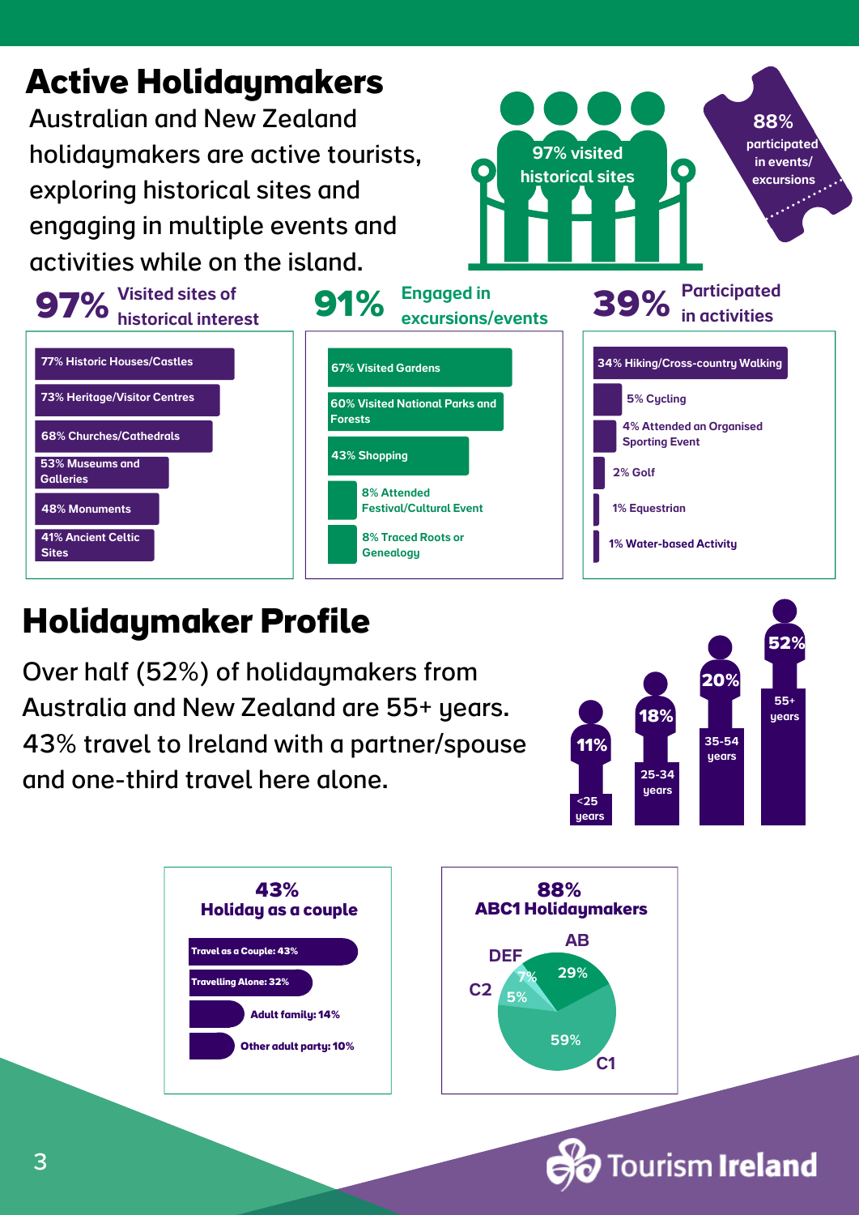# Active Holidaymakers

Australian and New Zealand holidaymakers are active tourists, exploring historical sites and engaging in multiple events and activities while on the island.

97% visited historical sites

88% participated in events/ excursions

**97%** Visited sites of historical interest

- 77% Historic Houses/Castles
- 73% Heritage/Visitor Centres
- 68% Churches/Cathedrals
- 53% Museums and Galleries
- 48% Monuments
- 41% Ancient Celtic Sites

**91%** Engaged in excursions/events

- 67% Visited Gardens
- 60% Visited National Parks and Forests
- 43% Shopping
- 8% Attended Festival/Cultural Event
- 8% Traced Roots or Genealogy

**39%** Participated in activities

- 34% Hiking/Cross-country Walking
- 5% Cycling
- 4% Attended an Organised Sporting Event
- 2% Golf
- 1% Equestrian
- 1% Water-based Activity

# Holidaymaker Profile

Over half (52%) of holidaymakers from Australia and New Zealand are 55+ years. 43% travel to Ireland with a partner/spouse and one-third travel here alone.

| Age | Share |
|---|---|
| <25 years | 11% |
| 25-34 years | 18% |
| 35-54 years | 20% |
| 55+ years | 52% |

**43% Holiday as a couple**

- Travel as a Couple: 43%
- Travelling Alone: 32%
- Adult family: 14%
- Other adult party: 10%

**88% ABC1 Holidaymakers**

- AB: 29%
- C1: 59%
- C2: 5%
- DEF: 7%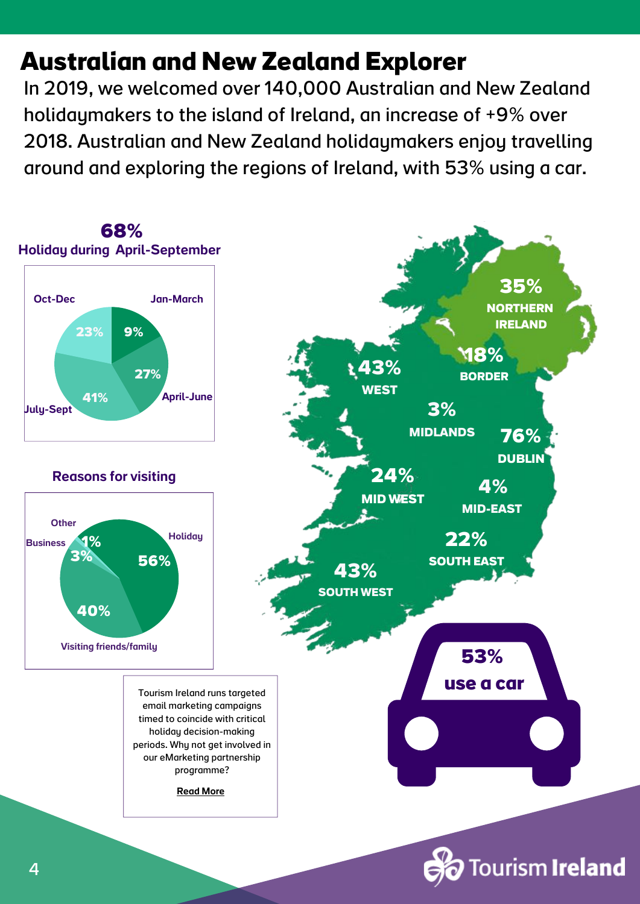# Australian and New Zealand Explorer

In 2019, we welcomed over 140,000 Australian and New Zealand holidaymakers to the island of Ireland, an increase of +9% over 2018. Australian and New Zealand holidaymakers enjoy travelling around and exploring the regions of Ireland, with 53% using a car.

**68%**
**Holiday during April-September**

| Period | Share |
| --- | --- |
| Jan-March | 9% |
| April-June | 27% |
| July-Sept | 41% |
| Oct-Dec | 23% |

**Reasons for visiting**

| Reason | Share |
| --- | --- |
| Holiday | 56% |
| Visiting friends/family | 40% |
| Business | 3% |
| Other | 1% |

| Region | Share |
| --- | --- |
| Northern Ireland | 35% |
| Border | 18% |
| West | 43% |
| Midlands | 3% |
| Dublin | 76% |
| Mid West | 24% |
| Mid-East | 4% |
| South East | 22% |
| South West | 43% |

**53% use a car**

Tourism Ireland runs targeted email marketing campaigns timed to coincide with critical holiday decision-making periods. Why not get involved in our eMarketing partnership programme?

**Read More**

Tourism Ireland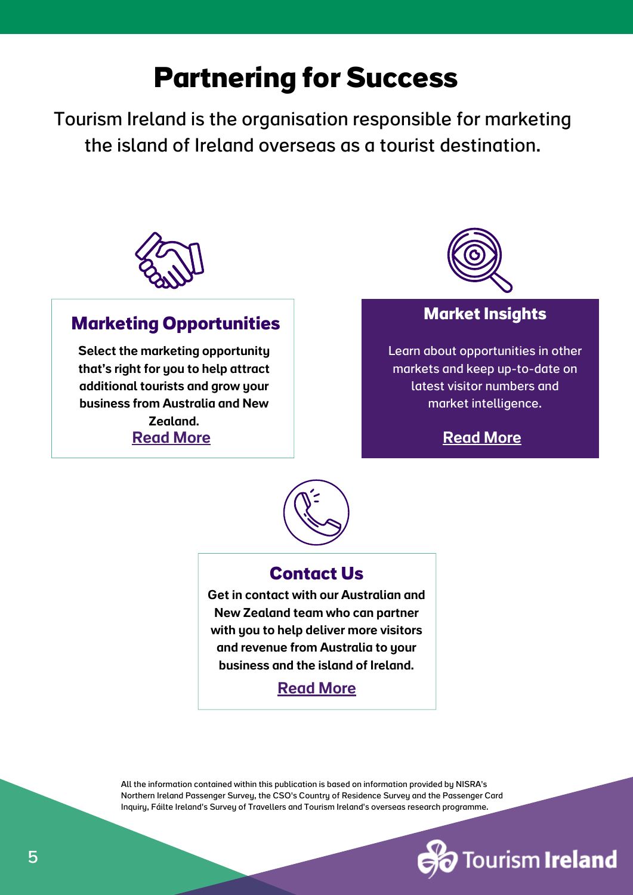# Partnering for Success

Tourism Ireland is the organisation responsible for marketing the island of Ireland overseas as a tourist destination.

## Marketing Opportunities

**Select the marketing opportunity that's right for you to help attract additional tourists and grow your business from Australia and New Zealand.**

**Read More**

## Market Insights

Learn about opportunities in other markets and keep up-to-date on latest visitor numbers and market intelligence.

**Read More**

## Contact Us

**Get in contact with our Australian and New Zealand team who can partner with you to help deliver more visitors and revenue from Australia to your business and the island of Ireland.**

**Read More**

All the information contained within this publication is based on information provided by NISRA's Northern Ireland Passenger Survey, the CSO's Country of Residence Survey and the Passenger Card Inquiry, Fáilte Ireland's Survey of Travellers and Tourism Ireland's overseas research programme.

Tourism Ireland